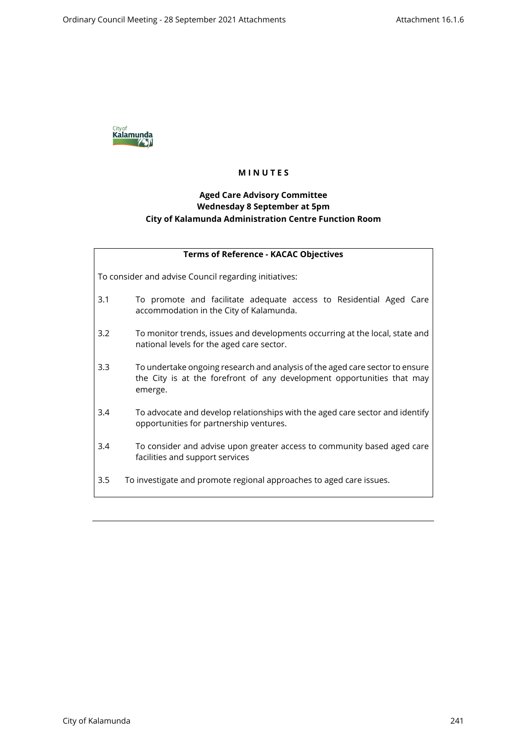# M I N U T E S

**Aged Care Advisory Committee**
**Wednesday 8 September at 5pm**
**City of Kalamunda Administration Centre Function Room**

**Terms of Reference - KACAC Objectives**

To consider and advise Council regarding initiatives:

3.1 To promote and facilitate adequate access to Residential Aged Care accommodation in the City of Kalamunda.

3.2 To monitor trends, issues and developments occurring at the local, state and national levels for the aged care sector.

3.3 To undertake ongoing research and analysis of the aged care sector to ensure the City is at the forefront of any development opportunities that may emerge.

3.4 To advocate and develop relationships with the aged care sector and identify opportunities for partnership ventures.

3.4 To consider and advise upon greater access to community based aged care facilities and support services

3.5 To investigate and promote regional approaches to aged care issues.

---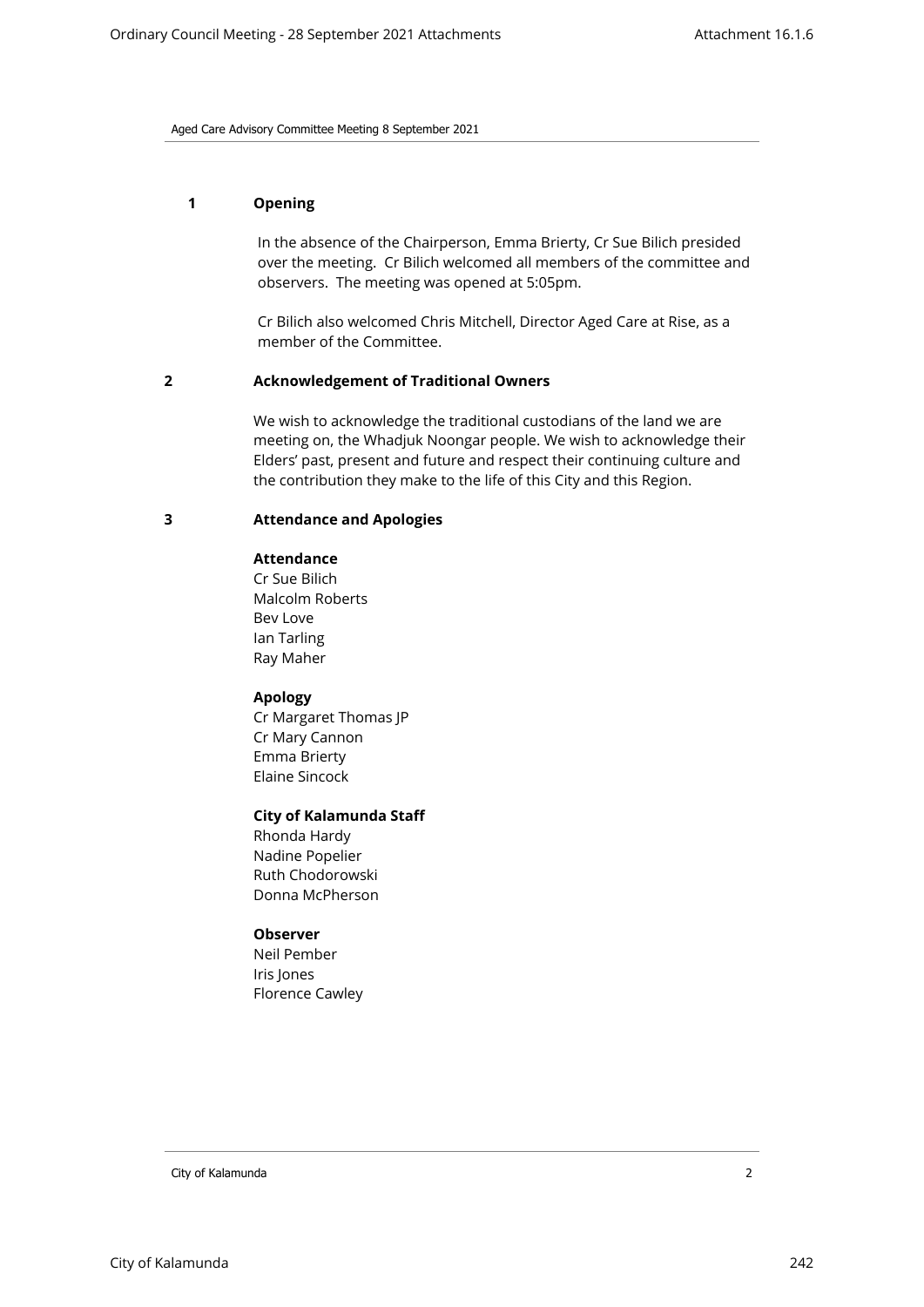## 1 Opening

In the absence of the Chairperson, Emma Brierty, Cr Sue Bilich presided over the meeting. Cr Bilich welcomed all members of the committee and observers. The meeting was opened at 5:05pm.

Cr Bilich also welcomed Chris Mitchell, Director Aged Care at Rise, as a member of the Committee.

## 2 Acknowledgement of Traditional Owners

We wish to acknowledge the traditional custodians of the land we are meeting on, the Whadjuk Noongar people. We wish to acknowledge their Elders' past, present and future and respect their continuing culture and the contribution they make to the life of this City and this Region.

## 3 Attendance and Apologies

**Attendance**

Cr Sue Bilich
Malcolm Roberts
Bev Love
Ian Tarling
Ray Maher

**Apology**

Cr Margaret Thomas JP
Cr Mary Cannon
Emma Brierty
Elaine Sincock

**City of Kalamunda Staff**

Rhonda Hardy
Nadine Popelier
Ruth Chodorowski
Donna McPherson

**Observer**

Neil Pember
Iris Jones
Florence Cawley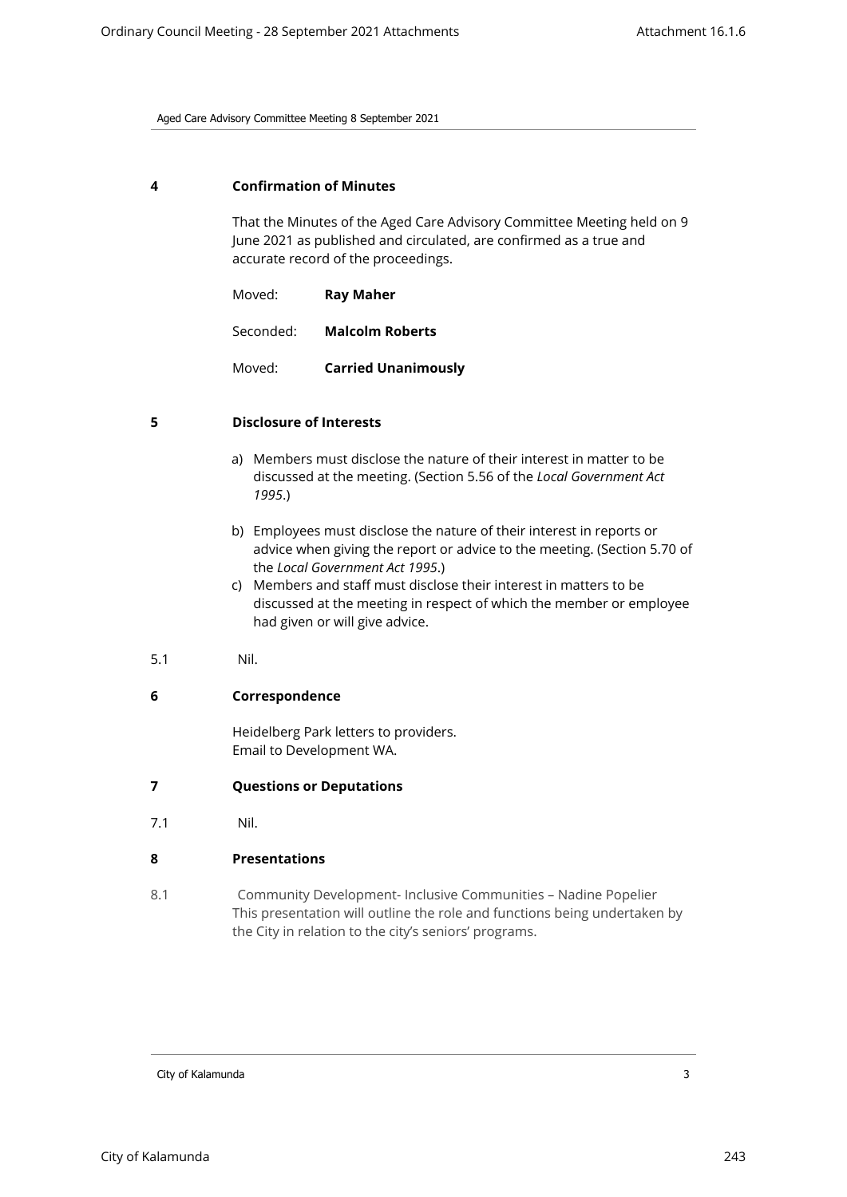## 4 Confirmation of Minutes

That the Minutes of the Aged Care Advisory Committee Meeting held on 9 June 2021 as published and circulated, are confirmed as a true and accurate record of the proceedings.

Moved: **Ray Maher**

Seconded: **Malcolm Roberts**

Moved: **Carried Unanimously**

## 5 Disclosure of Interests

a) Members must disclose the nature of their interest in matter to be discussed at the meeting. (Section 5.56 of the *Local Government Act 1995*.)

b) Employees must disclose the nature of their interest in reports or advice when giving the report or advice to the meeting. (Section 5.70 of the *Local Government Act 1995*.)

c) Members and staff must disclose their interest in matters to be discussed at the meeting in respect of which the member or employee had given or will give advice.

5.1 Nil.

## 6 Correspondence

Heidelberg Park letters to providers.
Email to Development WA.

## 7 Questions or Deputations

7.1 Nil.

## 8 Presentations

8.1 Community Development- Inclusive Communities – Nadine Popelier
This presentation will outline the role and functions being undertaken by the City in relation to the city's seniors' programs.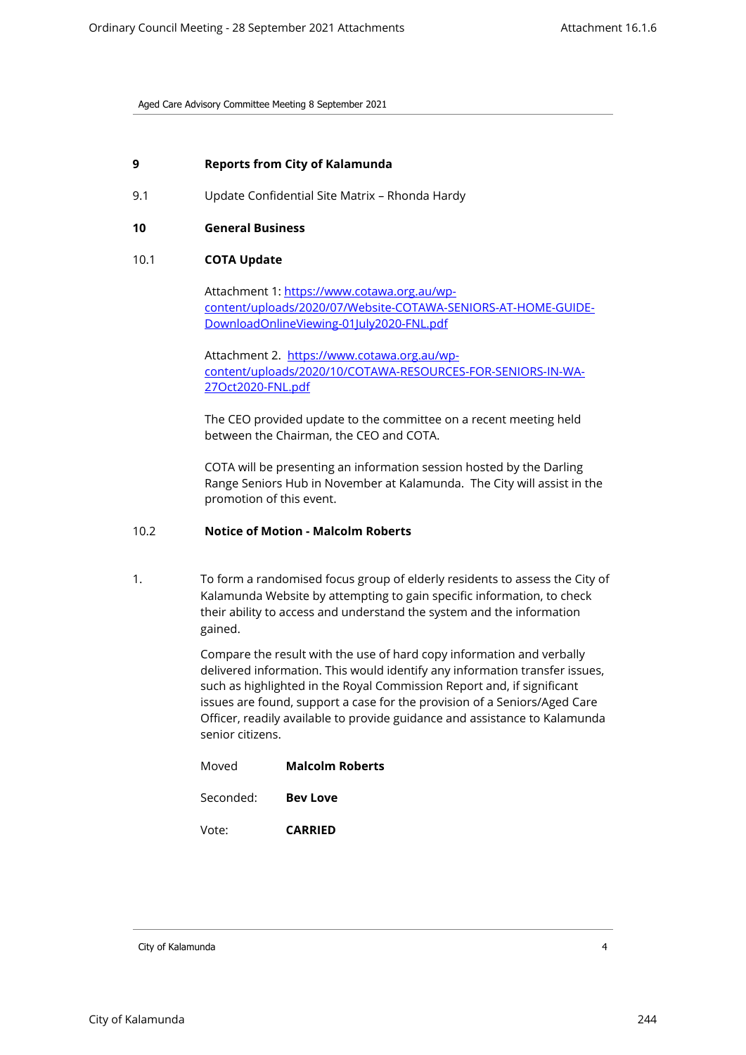## 9 Reports from City of Kalamunda

9.1 Update Confidential Site Matrix – Rhonda Hardy

## 10 General Business

### 10.1 COTA Update

Attachment 1: [https://www.cotawa.org.au/wp-content/uploads/2020/07/Website-COTAWA-SENIORS-AT-HOME-GUIDE-DownloadOnlineViewing-01July2020-FNL.pdf](https://www.cotawa.org.au/wp-content/uploads/2020/07/Website-COTAWA-SENIORS-AT-HOME-GUIDE-DownloadOnlineViewing-01July2020-FNL.pdf)

Attachment 2. [https://www.cotawa.org.au/wp-content/uploads/2020/10/COTAWA-RESOURCES-FOR-SENIORS-IN-WA-27Oct2020-FNL.pdf](https://www.cotawa.org.au/wp-content/uploads/2020/10/COTAWA-RESOURCES-FOR-SENIORS-IN-WA-27Oct2020-FNL.pdf)

The CEO provided update to the committee on a recent meeting held between the Chairman, the CEO and COTA.

COTA will be presenting an information session hosted by the Darling Range Seniors Hub in November at Kalamunda. The City will assist in the promotion of this event.

### 10.2 Notice of Motion - Malcolm Roberts

1. To form a randomised focus group of elderly residents to assess the City of Kalamunda Website by attempting to gain specific information, to check their ability to access and understand the system and the information gained.

   Compare the result with the use of hard copy information and verbally delivered information. This would identify any information transfer issues, such as highlighted in the Royal Commission Report and, if significant issues are found, support a case for the provision of a Seniors/Aged Care Officer, readily available to provide guidance and assistance to Kalamunda senior citizens.

Moved **Malcolm Roberts**

Seconded: **Bev Love**

Vote: **CARRIED**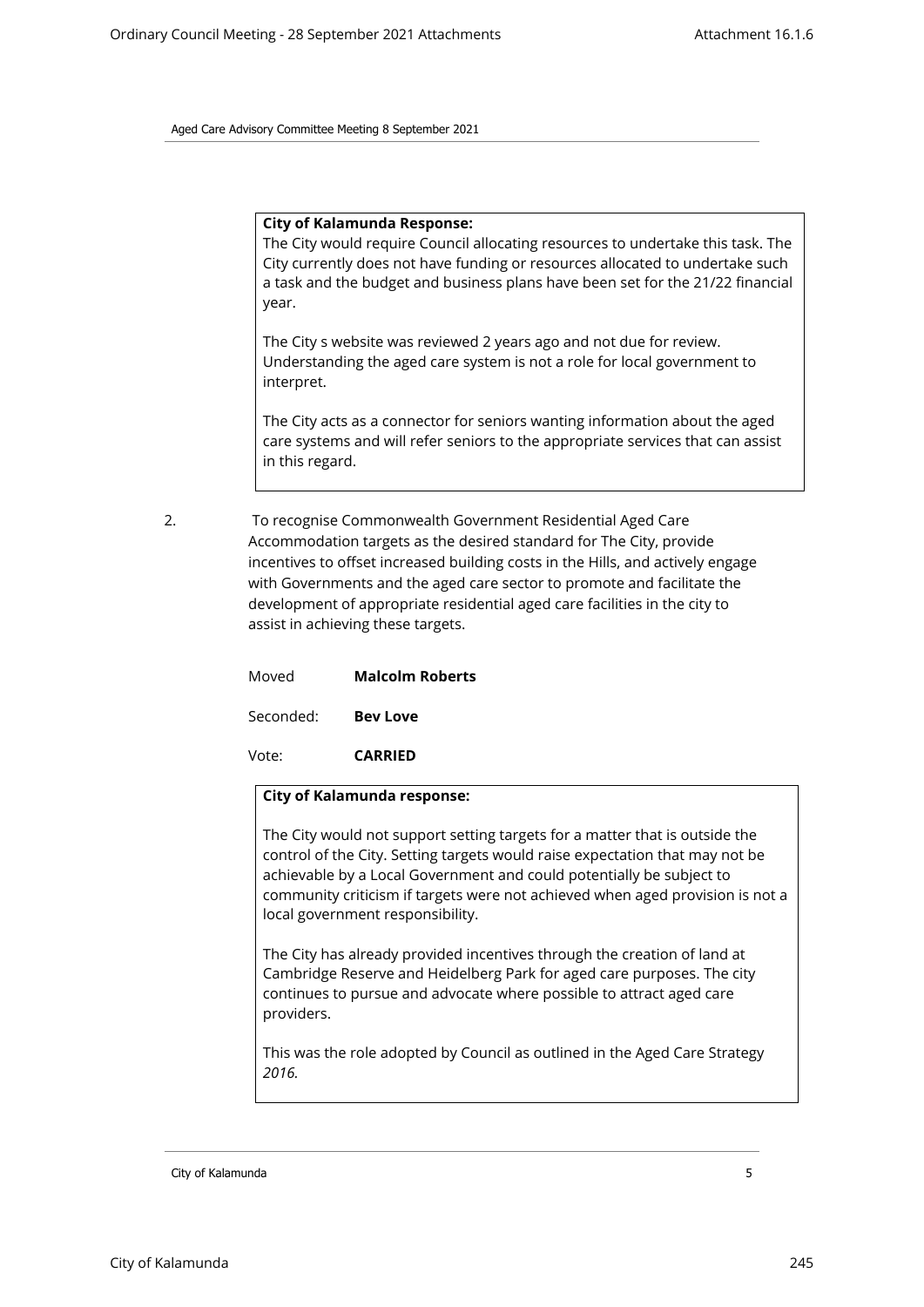**City of Kalamunda Response:**
The City would require Council allocating resources to undertake this task. The City currently does not have funding or resources allocated to undertake such a task and the budget and business plans have been set for the 21/22 financial year.

The City s website was reviewed 2 years ago and not due for review. Understanding the aged care system is not a role for local government to interpret.

The City acts as a connector for seniors wanting information about the aged care systems and will refer seniors to the appropriate services that can assist in this regard.

2. To recognise Commonwealth Government Residential Aged Care Accommodation targets as the desired standard for The City, provide incentives to offset increased building costs in the Hills, and actively engage with Governments and the aged care sector to promote and facilitate the development of appropriate residential aged care facilities in the city to assist in achieving these targets.

Moved **Malcolm Roberts**

Seconded: **Bev Love**

Vote: **CARRIED**

**City of Kalamunda response:**

The City would not support setting targets for a matter that is outside the control of the City. Setting targets would raise expectation that may not be achievable by a Local Government and could potentially be subject to community criticism if targets were not achieved when aged provision is not a local government responsibility.

The City has already provided incentives through the creation of land at Cambridge Reserve and Heidelberg Park for aged care purposes. The city continues to pursue and advocate where possible to attract aged care providers.

This was the role adopted by Council as outlined in the Aged Care Strategy *2016.*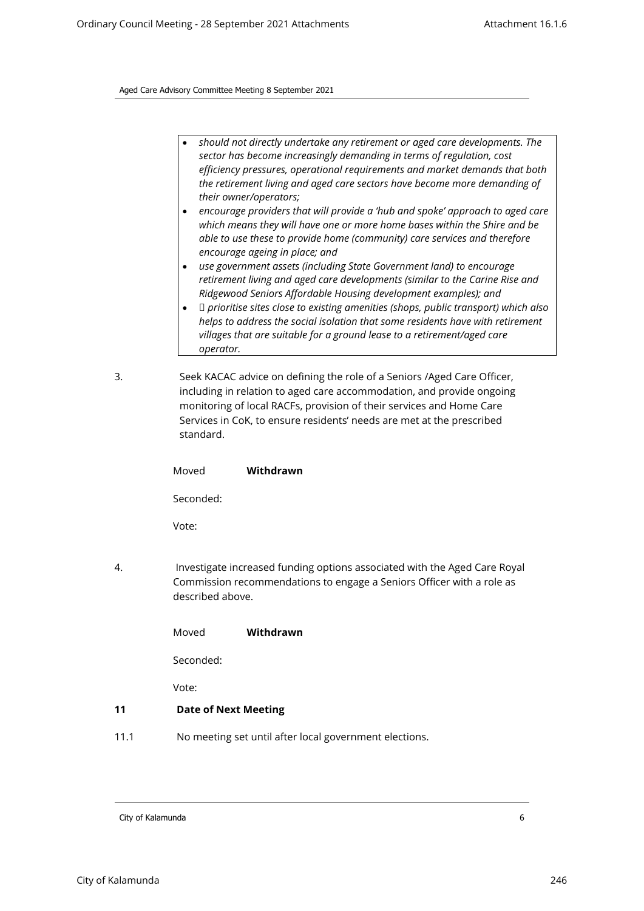- *should not directly undertake any retirement or aged care developments. The sector has become increasingly demanding in terms of regulation, cost efficiency pressures, operational requirements and market demands that both the retirement living and aged care sectors have become more demanding of their owner/operators;*
- *encourage providers that will provide a 'hub and spoke' approach to aged care which means they will have one or more home bases within the Shire and be able to use these to provide home (community) care services and therefore encourage ageing in place; and*
- *use government assets (including State Government land) to encourage retirement living and aged care developments (similar to the Carine Rise and Ridgewood Seniors Affordable Housing development examples); and*
-  *prioritise sites close to existing amenities (shops, public transport) which also helps to address the social isolation that some residents have with retirement villages that are suitable for a ground lease to a retirement/aged care operator.*

3. Seek KACAC advice on defining the role of a Seniors /Aged Care Officer, including in relation to aged care accommodation, and provide ongoing monitoring of local RACFs, provision of their services and Home Care Services in CoK, to ensure residents' needs are met at the prescribed standard.

Moved **Withdrawn**

Seconded:

Vote:

4. Investigate increased funding options associated with the Aged Care Royal Commission recommendations to engage a Seniors Officer with a role as described above.

Moved **Withdrawn**

Seconded:

Vote:

## 11 Date of Next Meeting

11.1 No meeting set until after local government elections.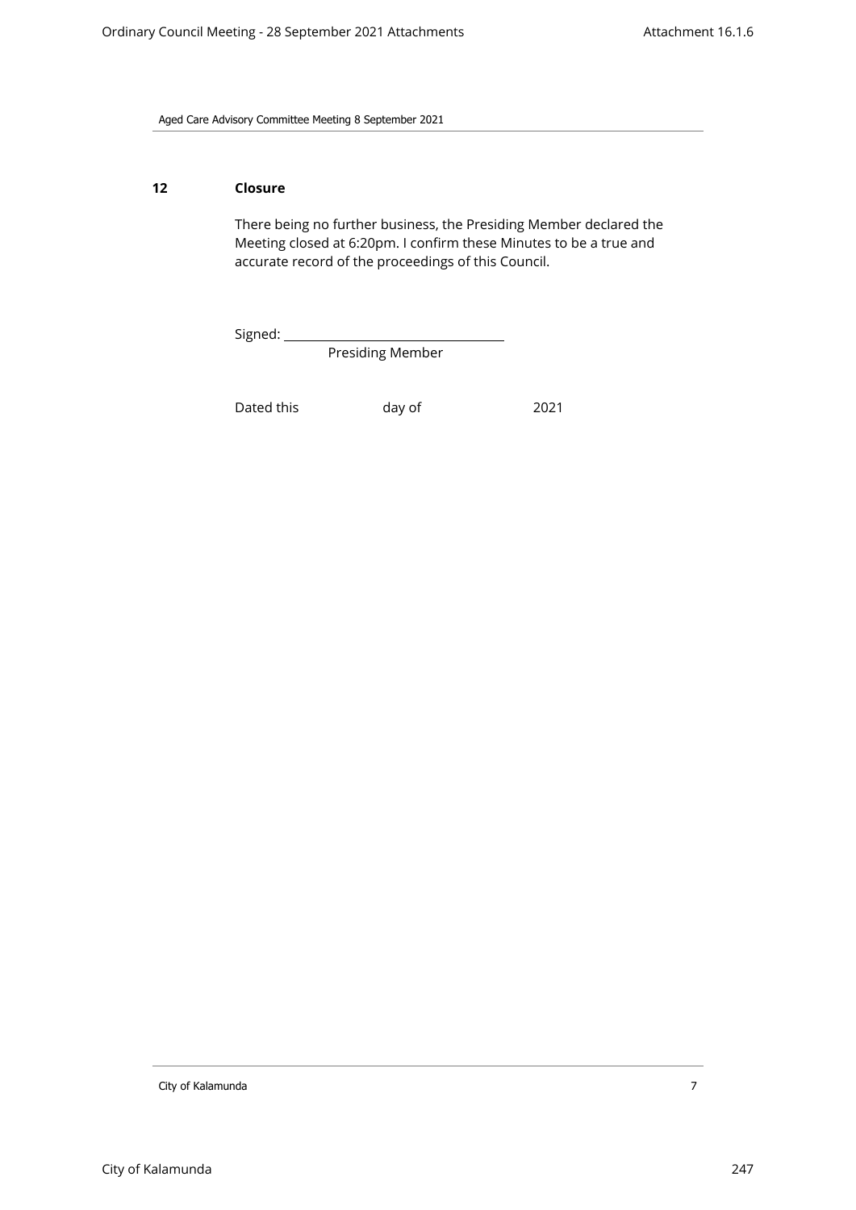## 12 Closure

There being no further business, the Presiding Member declared the Meeting closed at 6:20pm. I confirm these Minutes to be a true and accurate record of the proceedings of this Council.

Signed: ________________________________
Presiding Member

Dated this day of 2021